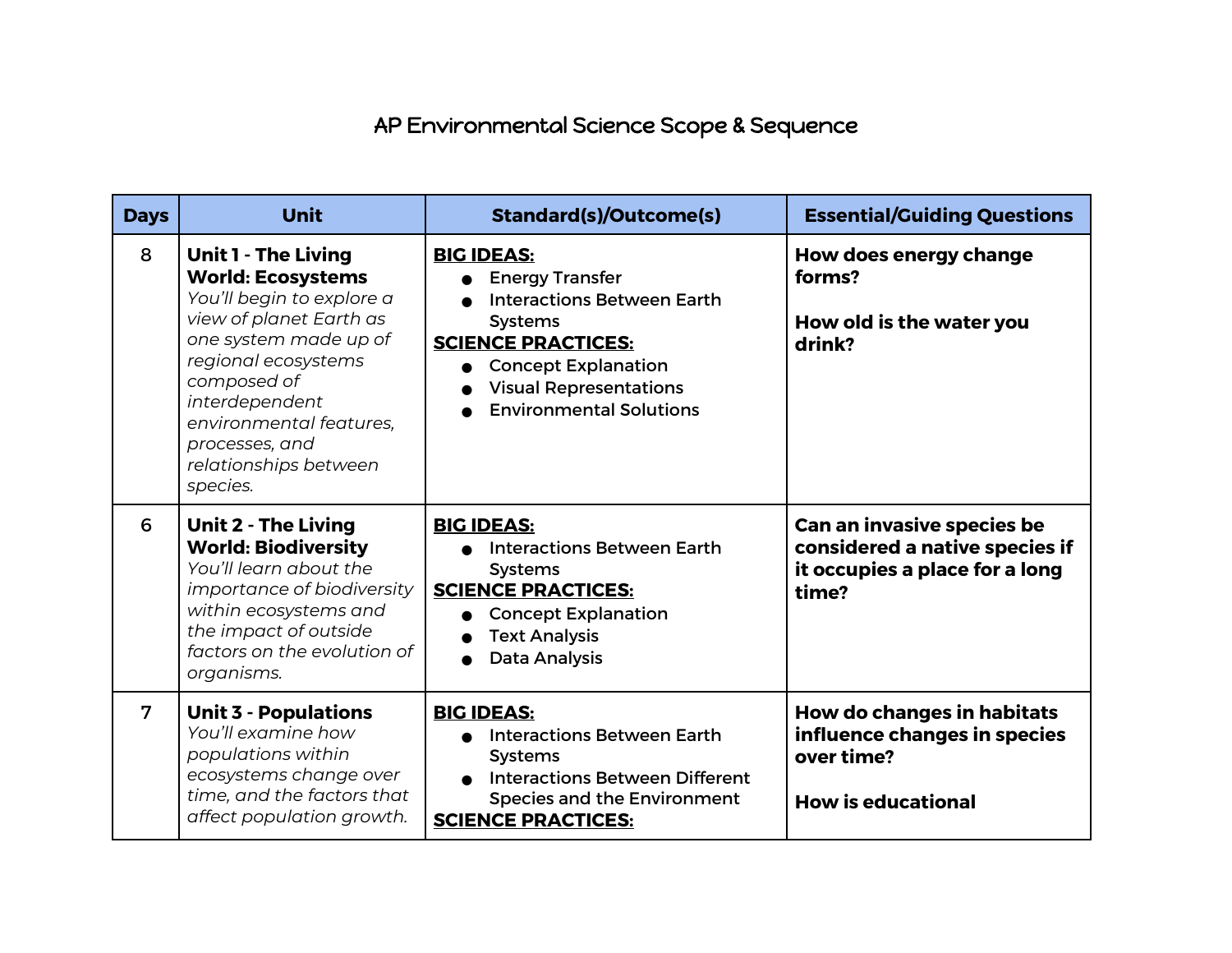# AP Environmental Science Scope & Sequence

| Days | Unit | Standard(s)/Outcome(s) | Essential/Guiding Questions |
|---|---|---|---|
| 8 | **Unit 1 - The Living World: Ecosystems**<br>*You'll begin to explore a view of planet Earth as one system made up of regional ecosystems composed of interdependent environmental features, processes, and relationships between species.* | **BIG IDEAS:**<br>● Energy Transfer<br>● Interactions Between Earth Systems<br>**SCIENCE PRACTICES:**<br>● Concept Explanation<br>● Visual Representations<br>● Environmental Solutions | **How does energy change forms?**<br><br>**How old is the water you drink?** |
| 6 | **Unit 2 - The Living World: Biodiversity**<br>*You'll learn about the importance of biodiversity within ecosystems and the impact of outside factors on the evolution of organisms.* | **BIG IDEAS:**<br>● Interactions Between Earth Systems<br>**SCIENCE PRACTICES:**<br>● Concept Explanation<br>● Text Analysis<br>● Data Analysis | **Can an invasive species be considered a native species if it occupies a place for a long time?** |
| 7 | **Unit 3 - Populations**<br>*You'll examine how populations within ecosystems change over time, and the factors that affect population growth.* | **BIG IDEAS:**<br>● Interactions Between Earth Systems<br>● Interactions Between Different Species and the Environment<br>**SCIENCE PRACTICES:** | **How do changes in habitats influence changes in species over time?**<br><br>**How is educational** |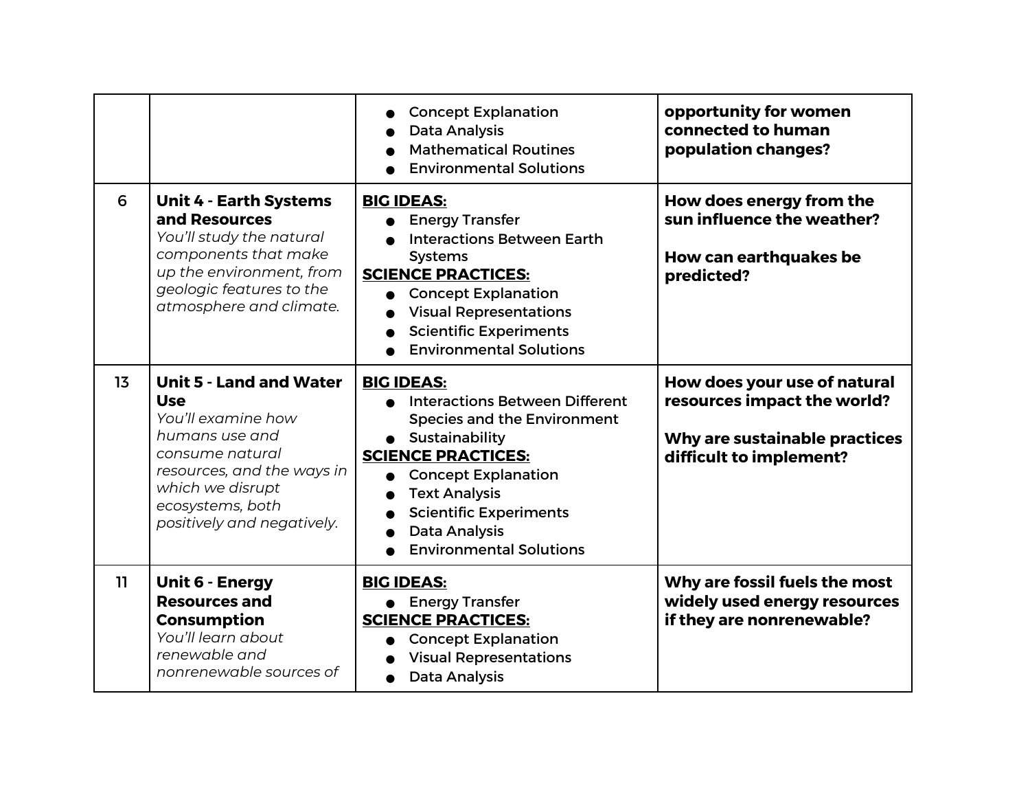| | | | |
|---|---|---|---|
| | | • Concept Explanation<br>• Data Analysis<br>• Mathematical Routines<br>• Environmental Solutions | **opportunity for women connected to human population changes?** |
| 6 | **Unit 4 - Earth Systems and Resources**<br>*You'll study the natural components that make up the environment, from geologic features to the atmosphere and climate.* | **BIG IDEAS:**<br>• Energy Transfer<br>• Interactions Between Earth Systems<br>**SCIENCE PRACTICES:**<br>• Concept Explanation<br>• Visual Representations<br>• Scientific Experiments<br>• Environmental Solutions | **How does energy from the sun influence the weather?**<br><br>**How can earthquakes be predicted?** |
| 13 | **Unit 5 - Land and Water Use**<br>*You'll examine how humans use and consume natural resources, and the ways in which we disrupt ecosystems, both positively and negatively.* | **BIG IDEAS:**<br>• Interactions Between Different Species and the Environment<br>• Sustainability<br>**SCIENCE PRACTICES:**<br>• Concept Explanation<br>• Text Analysis<br>• Scientific Experiments<br>• Data Analysis<br>• Environmental Solutions | **How does your use of natural resources impact the world?**<br><br>**Why are sustainable practices difficult to implement?** |
| 11 | **Unit 6 - Energy Resources and Consumption**<br>*You'll learn about renewable and nonrenewable sources of* | **BIG IDEAS:**<br>• Energy Transfer<br>**SCIENCE PRACTICES:**<br>• Concept Explanation<br>• Visual Representations<br>• Data Analysis | **Why are fossil fuels the most widely used energy resources if they are nonrenewable?** |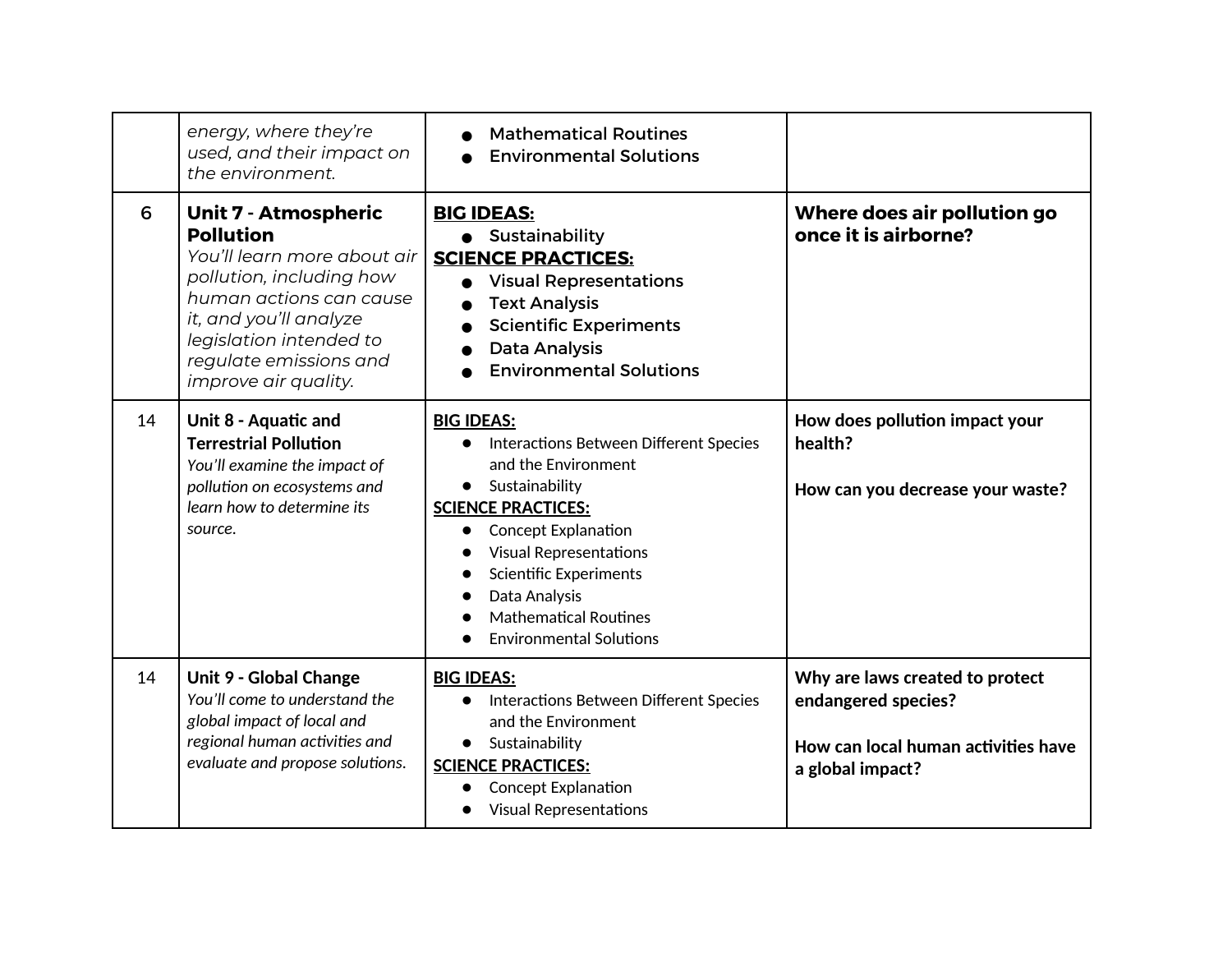| | | | |
|---|---|---|---|
| | *energy, where they're used, and their impact on the environment.* | ● Mathematical Routines<br>● Environmental Solutions | |
| 6 | **Unit 7 - Atmospheric Pollution**<br>*You'll learn more about air pollution, including how human actions can cause it, and you'll analyze legislation intended to regulate emissions and improve air quality.* | **BIG IDEAS:**<br>● Sustainability<br>**SCIENCE PRACTICES:**<br>● Visual Representations<br>● Text Analysis<br>● Scientific Experiments<br>● Data Analysis<br>● Environmental Solutions | **Where does air pollution go once it is airborne?** |
| 14 | **Unit 8 - Aquatic and Terrestrial Pollution**<br>*You'll examine the impact of pollution on ecosystems and learn how to determine its source.* | **BIG IDEAS:**<br>● Interactions Between Different Species and the Environment<br>● Sustainability<br>**SCIENCE PRACTICES:**<br>● Concept Explanation<br>● Visual Representations<br>● Scientific Experiments<br>● Data Analysis<br>● Mathematical Routines<br>● Environmental Solutions | **How does pollution impact your health?**<br><br>**How can you decrease your waste?** |
| 14 | **Unit 9 - Global Change**<br>*You'll come to understand the global impact of local and regional human activities and evaluate and propose solutions.* | **BIG IDEAS:**<br>● Interactions Between Different Species and the Environment<br>● Sustainability<br>**SCIENCE PRACTICES:**<br>● Concept Explanation<br>● Visual Representations | **Why are laws created to protect endangered species?**<br><br>**How can local human activities have a global impact?** |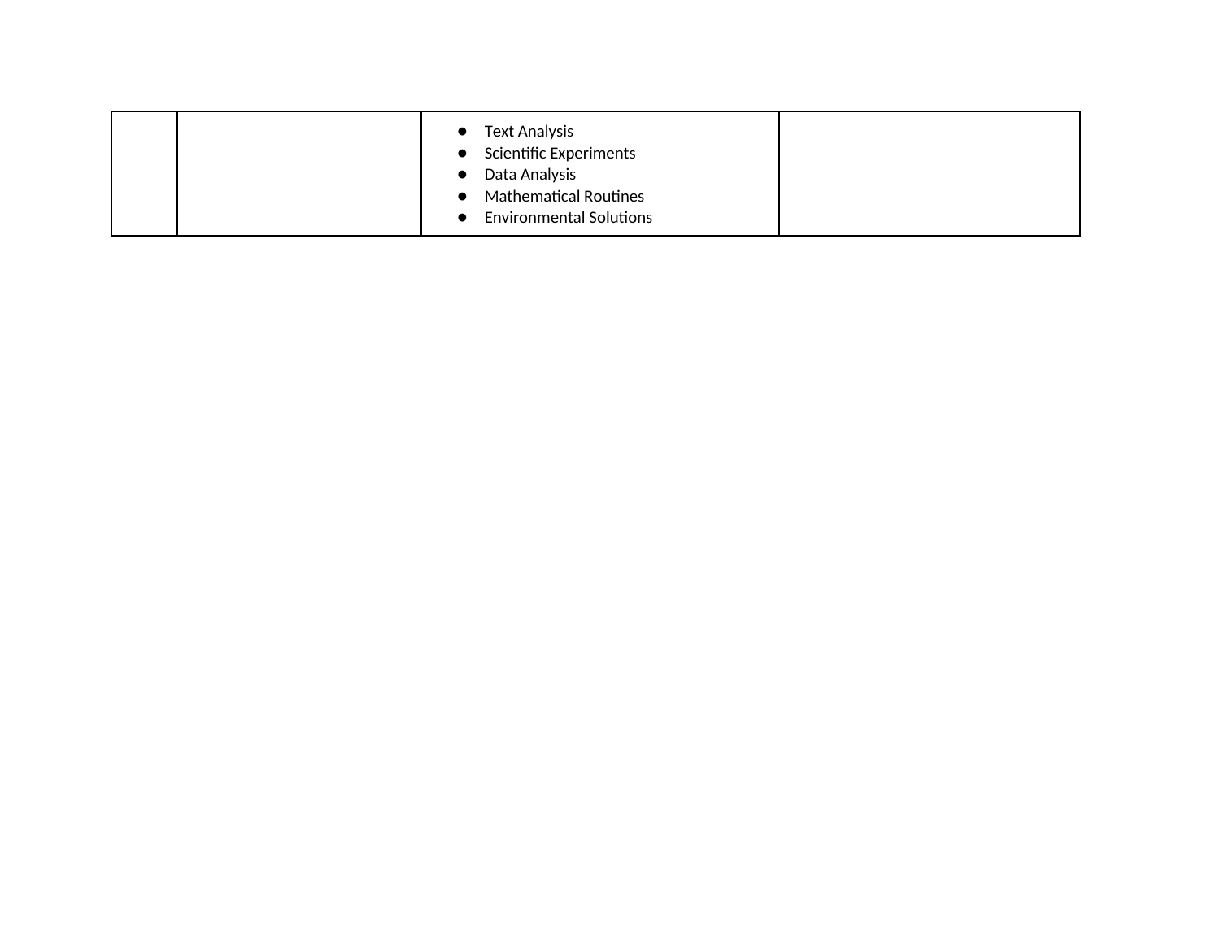| | | | |
|---|---|---|---|
| | | • Text Analysis<br>• Scientific Experiments<br>• Data Analysis<br>• Mathematical Routines<br>• Environmental Solutions | |